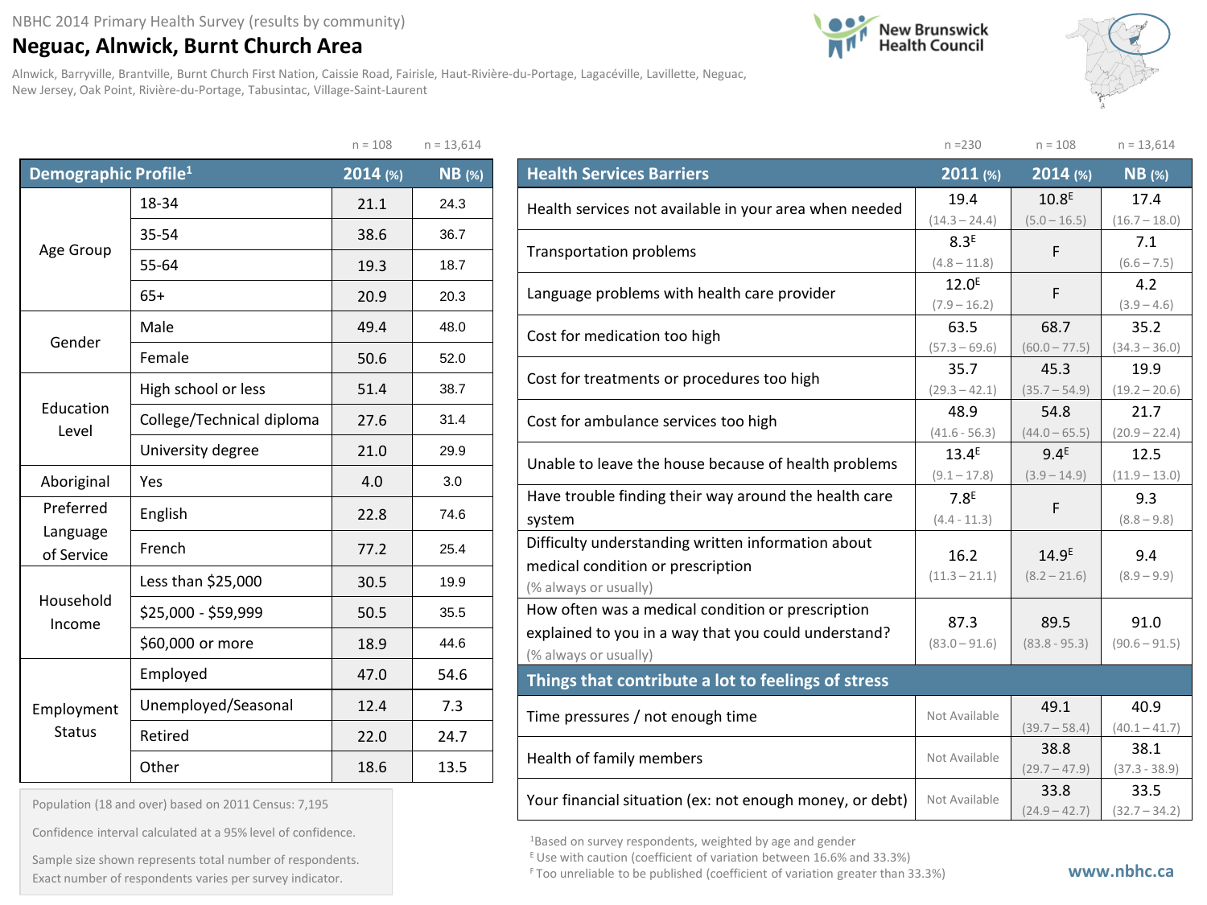NBHC 2014 Primary Health Survey (results by community)

# Neguac, Alnwick, Burnt Church Area

New Brunswick Health Council

Alnwick, Barryville, Brantville, Burnt Church First Nation, Caissie Road, Fairisle, Haut-Rivière-du-Portage, Lagacéville, Lavillette, Neguac, New Jersey, Oak Point, Rivière-du-Portage, Tabusintac, Village-Saint-Laurent

| Demographic Profile[1] | | 2014 (%) n = 108 | NB (%) n = 13,614 |
|---|---|---|---|
| Age Group | 18-34 | 21.1 | 24.3 |
| | 35-54 | 38.6 | 36.7 |
| | 55-64 | 19.3 | 18.7 |
| | 65+ | 20.9 | 20.3 |
| Gender | Male | 49.4 | 48.0 |
| | Female | 50.6 | 52.0 |
| Education Level | High school or less | 51.4 | 38.7 |
| | College/Technical diploma | 27.6 | 31.4 |
| | University degree | 21.0 | 29.9 |
| Aboriginal | Yes | 4.0 | 3.0 |
| Preferred Language of Service | English | 22.8 | 74.6 |
| | French | 77.2 | 25.4 |
| Household Income | Less than $25,000 | 30.5 | 19.9 |
| | $25,000 - $59,999 | 50.5 | 35.5 |
| | $60,000 or more | 18.9 | 44.6 |
| Employment Status | Employed | 47.0 | 54.6 |
| | Unemployed/Seasonal | 12.4 | 7.3 |
| | Retired | 22.0 | 24.7 |
| | Other | 18.6 | 13.5 |

Population (18 and over) based on 2011 Census: 7,195

Confidence interval calculated at a 95% level of confidence.

Sample size shown represents total number of respondents. Exact number of respondents varies per survey indicator.

| Health Services Barriers | 2011 (%) n = 230 | 2014 (%) n = 108 | NB (%) n = 13,614 |
|---|---|---|---|
| Health services not available in your area when needed | 19.4 (14.3 – 24.4) | 10.8[E] (5.0 – 16.5) | 17.4 (16.7 – 18.0) |
| Transportation problems | 8.3[E] (4.8 – 11.8) | F | 7.1 (6.6 – 7.5) |
| Language problems with health care provider | 12.0[E] (7.9 – 16.2) | F | 4.2 (3.9 – 4.6) |
| Cost for medication too high | 63.5 (57.3 – 69.6) | 68.7 (60.0 – 77.5) | 35.2 (34.3 – 36.0) |
| Cost for treatments or procedures too high | 35.7 (29.3 – 42.1) | 45.3 (35.7 – 54.9) | 19.9 (19.2 – 20.6) |
| Cost for ambulance services too high | 48.9 (41.6 - 56.3) | 54.8 (44.0 – 65.5) | 21.7 (20.9 – 22.4) |
| Unable to leave the house because of health problems | 13.4[E] (9.1 – 17.8) | 9.4[E] (3.9 – 14.9) | 12.5 (11.9 – 13.0) |
| Have trouble finding their way around the health care system | 7.8[E] (4.4 - 11.3) | F | 9.3 (8.8 – 9.8) |
| Difficulty understanding written information about medical condition or prescription (% always or usually) | 16.2 (11.3 – 21.1) | 14.9[E] (8.2 – 21.6) | 9.4 (8.9 – 9.9) |
| How often was a medical condition or prescription explained to you in a way that you could understand? (% always or usually) | 87.3 (83.0 – 91.6) | 89.5 (83.8 - 95.3) | 91.0 (90.6 – 91.5) |
| **Things that contribute a lot to feelings of stress** | | | |
| Time pressures / not enough time | Not Available | 49.1 (39.7 – 58.4) | 40.9 (40.1 – 41.7) |
| Health of family members | Not Available | 38.8 (29.7 – 47.9) | 38.1 (37.3 - 38.9) |
| Your financial situation (ex: not enough money, or debt) | Not Available | 33.8 (24.9 – 42.7) | 33.5 (32.7 – 34.2) |

[1] Based on survey respondents, weighted by age and gender

[E] Use with caution (coefficient of variation between 16.6% and 33.3%)

[F] Too unreliable to be published (coefficient of variation greater than 33.3%)

www.nbhc.ca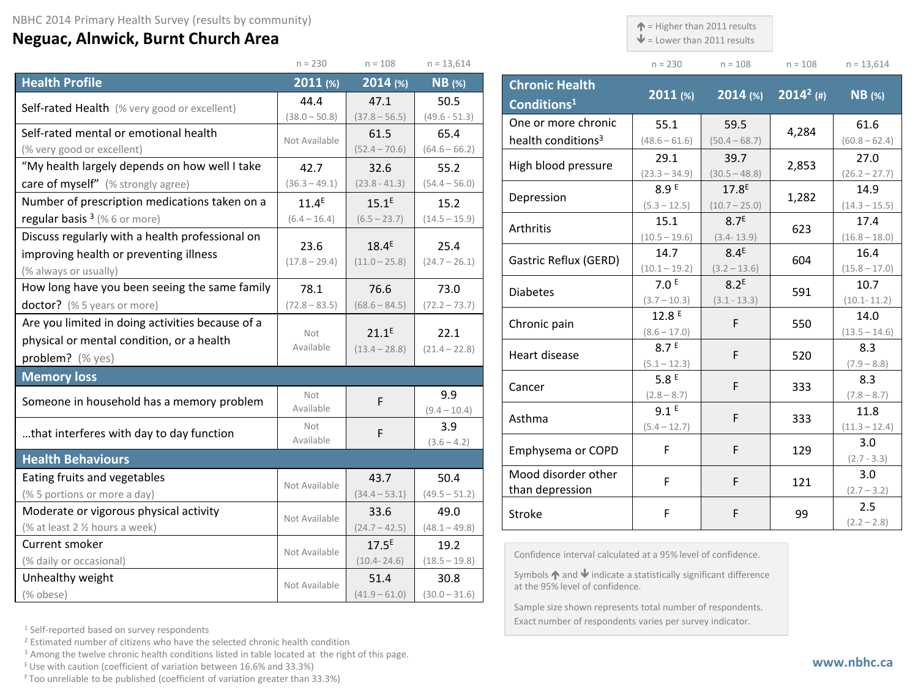NBHC 2014 Primary Health Survey (results by community)

# Neguac, Alnwick, Burnt Church Area

| Health Profile | 2011 (%) n = 230 | 2014 (%) n = 108 | NB (%) n = 13,614 |
|---|---|---|---|
| Self-rated Health (% very good or excellent) | 44.4 (38.0 – 50.8) | 47.1 (37.8 – 56.5) | 50.5 (49.6 - 51.3) |
| Self-rated mental or emotional health (% very good or excellent) | Not Available | 61.5 (52.4 – 70.6) | 65.4 (64.6 – 66.2) |
| "My health largely depends on how well I take care of myself" (% strongly agree) | 42.7 (36.3 – 49.1) | 32.6 (23.8 - 41.3) | 55.2 (54.4 – 56.0) |
| Number of prescription medications taken on a regular basis [3] (% 6 or more) | 11.4[E] (6.4 – 16.4) | 15.1[E] (6.5 – 23.7) | 15.2 (14.5 – 15.9) |
| Discuss regularly with a health professional on improving health or preventing illness (% always or usually) | 23.6 (17.8 – 29.4) | 18.4[E] (11.0 – 25.8) | 25.4 (24.7 – 26.1) |
| How long have you been seeing the same family doctor? (% 5 years or more) | 78.1 (72.8 – 83.5) | 76.6 (68.6 – 84.5) | 73.0 (72.2 – 73.7) |
| Are you limited in doing activities because of a physical or mental condition, or a health problem? (% yes) | Not Available | 21.1[E] (13.4 – 28.8) | 22.1 (21.4 – 22.8) |
| **Memory loss** | | | |
| Someone in household has a memory problem | Not Available | F | 9.9 (9.4 – 10.4) |
| …that interferes with day to day function | Not Available | F | 3.9 (3.6 – 4.2) |
| **Health Behaviours** | | | |
| Eating fruits and vegetables (% 5 portions or more a day) | Not Available | 43.7 (34.4 – 53.1) | 50.4 (49.5 – 51.2) |
| Moderate or vigorous physical activity (% at least 2 ½ hours a week) | Not Available | 33.6 (24.7 – 42.5) | 49.0 (48.1 – 49.8) |
| Current smoker (% daily or occasional) | Not Available | 17.5[E] (10.4- 24.6) | 19.2 (18.5 – 19.8) |
| Unhealthy weight (% obese) | Not Available | 51.4 (41.9 – 61.0) | 30.8 (30.0 – 31.6) |

↑ = Higher than 2011 results
↓ = Lower than 2011 results

| Chronic Health Conditions[1] | 2011 (%) n = 230 | 2014 (%) n = 108 | 2014[2] (#) n = 108 | NB (%) n = 13,614 |
|---|---|---|---|---|
| One or more chronic health conditions[3] | 55.1 (48.6 – 61.6) | 59.5 (50.4 – 68.7) | 4,284 | 61.6 (60.8 – 62.4) |
| High blood pressure | 29.1 (23.3 – 34.9) | 39.7 (30.5 – 48.8) | 2,853 | 27.0 (26.2 – 27.7) |
| Depression | 8.9[E] (5.3 – 12.5) | 17.8[E] (10.7 – 25.0) | 1,282 | 14.9 (14.3 – 15.5) |
| Arthritis | 15.1 (10.5 – 19.6) | 8.7[E] (3.4- 13.9) | 623 | 17.4 (16.8 – 18.0) |
| Gastric Reflux (GERD) | 14.7 (10.1 – 19.2) | 8.4[E] (3.2 – 13.6) | 604 | 16.4 (15.8 – 17.0) |
| Diabetes | 7.0[E] (3.7 – 10.3) | 8.2[E] (3.1 - 13.3) | 591 | 10.7 (10.1- 11.2) |
| Chronic pain | 12.8[E] (8.6 – 17.0) | F | 550 | 14.0 (13.5 – 14.6) |
| Heart disease | 8.7[E] (5.1 – 12.3) | F | 520 | 8.3 (7.9 – 8.8) |
| Cancer | 5.8[E] (2.8 – 8.7) | F | 333 | 8.3 (7.8 – 8.7) |
| Asthma | 9.1[E] (5.4 – 12.7) | F | 333 | 11.8 (11.3 – 12.4) |
| Emphysema or COPD | F | F | 129 | 3.0 (2.7 - 3.3) |
| Mood disorder other than depression | F | F | 121 | 3.0 (2.7 – 3.2) |
| Stroke | F | F | 99 | 2.5 (2.2 – 2.8) |

Confidence interval calculated at a 95% level of confidence.

Symbols ↑ and ↓ indicate a statistically significant difference at the 95% level of confidence.

Sample size shown represents total number of respondents. Exact number of respondents varies per survey indicator.

[1] Self-reported based on survey respondents
[2] Estimated number of citizens who have the selected chronic health condition
[3] Among the twelve chronic health conditions listed in table located at the right of this page.
[E] Use with caution (coefficient of variation between 16.6% and 33.3%)
[F] Too unreliable to be published (coefficient of variation greater than 33.3%)

www.nbhc.ca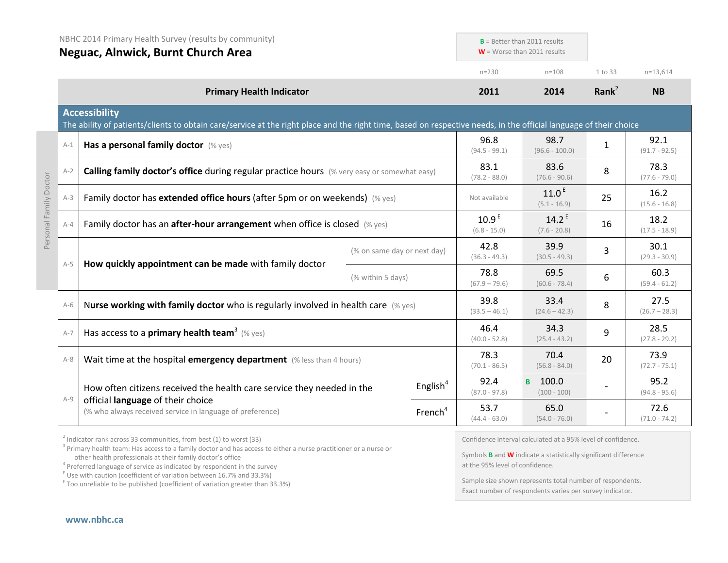NBHC 2014 Primary Health Survey (results by community)

# Neguac, Alnwick, Burnt Church Area

**B** = Better than 2011 results
**W** = Worse than 2011 results

| | Primary Health Indicator | | 2011 (n=230) | 2014 (n=108) | Rank[2] (1 to 33) | NB (n=13,614) |
|---|---|---|---|---|---|---|
| **Accessibility** | The ability of patients/clients to obtain care/service at the right place and the right time, based on respective needs, in the official language of their choice | | | | | |
| A-1 | **Has a personal family doctor** (% yes) | | 96.8 (94.5 - 99.1) | 98.7 (96.6 - 100.0) | 1 | 92.1 (91.7 - 92.5) |
| A-2 | **Calling family doctor's office** during regular practice hours (% very easy or somewhat easy) | | 83.1 (78.2 - 88.0) | 83.6 (76.6 - 90.6) | 8 | 78.3 (77.6 - 79.0) |
| A-3 | Family doctor has **extended office hours** (after 5pm or on weekends) (% yes) | | Not available | 11.0 E (5.1 - 16.9) | 25 | 16.2 (15.6 - 16.8) |
| A-4 | Family doctor has an **after-hour arrangement** when office is closed (% yes) | | 10.9 E (6.8 - 15.0) | 14.2 E (7.6 - 20.8) | 16 | 18.2 (17.5 - 18.9) |
| A-5 | **How quickly appointment can be made** with family doctor | (% on same day or next day) | 42.8 (36.3 - 49.3) | 39.9 (30.5 - 49.3) | 3 | 30.1 (29.3 - 30.9) |
| | | (% within 5 days) | 78.8 (67.9 – 79.6) | 69.5 (60.6 - 78.4) | 6 | 60.3 (59.4 - 61.2) |
| A-6 | **Nurse working with family doctor** who is regularly involved in health care (% yes) | | 39.8 (33.5 – 46.1) | 33.4 (24.6 – 42.3) | 8 | 27.5 (26.7 – 28.3) |
| A-7 | Has access to a **primary health team**[3] (% yes) | | 46.4 (40.0 - 52.8) | 34.3 (25.4 - 43.2) | 9 | 28.5 (27.8 - 29.2) |
| A-8 | Wait time at the hospital **emergency department** (% less than 4 hours) | | 78.3 (70.1 - 86.5) | 70.4 (56.8 - 84.0) | 20 | 73.9 (72.7 - 75.1) |
| A-9 | How often citizens received the health care service they needed in the official **language** of their choice (% who always received service in language of preference) | English[4] | 92.4 (87.0 - 97.8) | **B** 100.0 (100 - 100) | - | 95.2 (94.8 - 95.6) |
| | | French[4] | 53.7 (44.4 - 63.0) | 65.0 (54.0 - 76.0) | - | 72.6 (71.0 - 74.2) |

Personal Family Doctor

[2] Indicator rank across 33 communities, from best (1) to worst (33)
[3] Primary health team: Has access to a family doctor and has access to either a nurse practitioner or a nurse or other health professionals at their family doctor's office
[4] Preferred language of service as indicated by respondent in the survey
[E] Use with caution (coefficient of variation between 16.7% and 33.3%)
[F] Too unreliable to be published (coefficient of variation greater than 33.3%)

Confidence interval calculated at a 95% level of confidence.

Symbols **B** and **W** indicate a statistically significant difference at the 95% level of confidence.

Sample size shown represents total number of respondents. Exact number of respondents varies per survey indicator.

www.nbhc.ca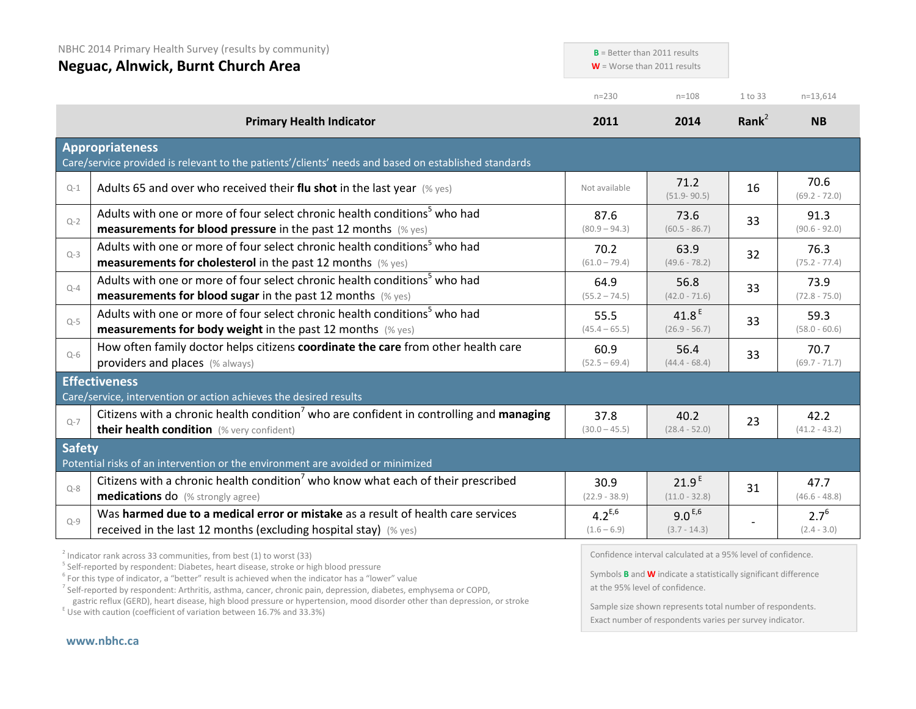NBHC 2014 Primary Health Survey (results by community)

# Neguac, Alnwick, Burnt Church Area

**B** = Better than 2011 results
**W** = Worse than 2011 results

| | Primary Health Indicator | 2011 (n=230) | 2014 (n=108) | Rank[2] (1 to 33) | NB (n=13,614) |
|---|---|---|---|---|---|
| **Appropriateness** — Care/service provided is relevant to the patients'/clients' needs and based on established standards | | | | | |
| Q-1 | Adults 65 and over who received their **flu shot** in the last year (% yes) | Not available | 71.2 (51.9- 90.5) | 16 | 70.6 (69.2 - 72.0) |
| Q-2 | Adults with one or more of four select chronic health conditions[5] who had **measurements for blood pressure** in the past 12 months (% yes) | 87.6 (80.9 – 94.3) | 73.6 (60.5 - 86.7) | 33 | 91.3 (90.6 - 92.0) |
| Q-3 | Adults with one or more of four select chronic health conditions[5] who had **measurements for cholesterol** in the past 12 months (% yes) | 70.2 (61.0 – 79.4) | 63.9 (49.6 - 78.2) | 32 | 76.3 (75.2 - 77.4) |
| Q-4 | Adults with one or more of four select chronic health conditions[5] who had **measurements for blood sugar** in the past 12 months (% yes) | 64.9 (55.2 – 74.5) | 56.8 (42.0 - 71.6) | 33 | 73.9 (72.8 - 75.0) |
| Q-5 | Adults with one or more of four select chronic health conditions[5] who had **measurements for body weight** in the past 12 months (% yes) | 55.5 (45.4 – 65.5) | 41.8[E] (26.9 - 56.7) | 33 | 59.3 (58.0 - 60.6) |
| Q-6 | How often family doctor helps citizens **coordinate the care** from other health care providers and places (% always) | 60.9 (52.5 – 69.4) | 56.4 (44.4 - 68.4) | 33 | 70.7 (69.7 - 71.7) |
| **Effectiveness** — Care/service, intervention or action achieves the desired results | | | | | |
| Q-7 | Citizens with a chronic health condition[7] who are confident in controlling and **managing their health condition** (% very confident) | 37.8 (30.0 – 45.5) | 40.2 (28.4 - 52.0) | 23 | 42.2 (41.2 - 43.2) |
| **Safety** — Potential risks of an intervention or the environment are avoided or minimized | | | | | |
| Q-8 | Citizens with a chronic health condition[7] who know what each of their prescribed **medications** do (% strongly agree) | 30.9 (22.9 - 38.9) | 21.9[E] (11.0 - 32.8) | 31 | 47.7 (46.6 - 48.8) |
| Q-9 | Was **harmed due to a medical error or mistake** as a result of health care services received in the last 12 months (excluding hospital stay) (% yes) | 4.2[E,6] (1.6 – 6.9) | 9.0[E,6] (3.7 - 14.3) | - | 2.7[6] (2.4 - 3.0) |

[2] Indicator rank across 33 communities, from best (1) to worst (33)
[5] Self-reported by respondent: Diabetes, heart disease, stroke or high blood pressure
[6] For this type of indicator, a "better" result is achieved when the indicator has a "lower" value
[7] Self-reported by respondent: Arthritis, asthma, cancer, chronic pain, depression, diabetes, emphysema or COPD, gastric reflux (GERD), heart disease, high blood pressure or hypertension, mood disorder other than depression, or stroke
[E] Use with caution (coefficient of variation between 16.7% and 33.3%)

Confidence interval calculated at a 95% level of confidence.

Symbols **B** and **W** indicate a statistically significant difference at the 95% level of confidence.

Sample size shown represents total number of respondents. Exact number of respondents varies per survey indicator.

www.nbhc.ca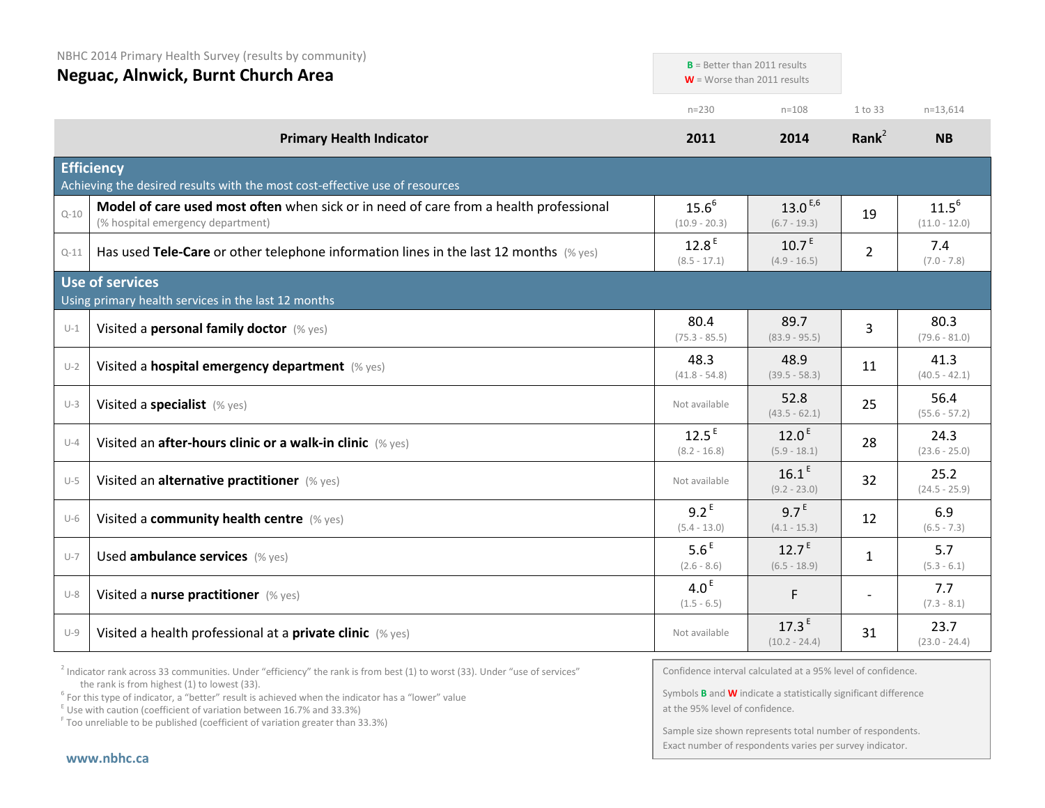NBHC 2014 Primary Health Survey (results by community)

# Neguac, Alnwick, Burnt Church Area

**B** = Better than 2011 results
**W** = Worse than 2011 results

| | Primary Health Indicator | 2011 (n=230) | 2014 (n=108) | Rank[2] (1 to 33) | NB (n=13,614) |
|---|---|---|---|---|---|
| | **Efficiency** — Achieving the desired results with the most cost-effective use of resources | | | | |
| Q-10 | **Model of care used most often** when sick or in need of care from a health professional (% hospital emergency department) | 15.6[6] (10.9 - 20.3) | 13.0[E,6] (6.7 - 19.3) | 19 | 11.5[6] (11.0 - 12.0) |
| Q-11 | Has used **Tele-Care** or other telephone information lines in the last 12 months (% yes) | 12.8[E] (8.5 - 17.1) | 10.7[E] (4.9 - 16.5) | 2 | 7.4 (7.0 - 7.8) |
| | **Use of services** — Using primary health services in the last 12 months | | | | |
| U-1 | Visited a **personal family doctor** (% yes) | 80.4 (75.3 - 85.5) | 89.7 (83.9 - 95.5) | 3 | 80.3 (79.6 - 81.0) |
| U-2 | Visited a **hospital emergency department** (% yes) | 48.3 (41.8 - 54.8) | 48.9 (39.5 - 58.3) | 11 | 41.3 (40.5 - 42.1) |
| U-3 | Visited a **specialist** (% yes) | Not available | 52.8 (43.5 - 62.1) | 25 | 56.4 (55.6 - 57.2) |
| U-4 | Visited an **after-hours clinic or a walk-in clinic** (% yes) | 12.5[E] (8.2 - 16.8) | 12.0[E] (5.9 - 18.1) | 28 | 24.3 (23.6 - 25.0) |
| U-5 | Visited an **alternative practitioner** (% yes) | Not available | 16.1[E] (9.2 - 23.0) | 32 | 25.2 (24.5 - 25.9) |
| U-6 | Visited a **community health centre** (% yes) | 9.2[E] (5.4 - 13.0) | 9.7[E] (4.1 - 15.3) | 12 | 6.9 (6.5 - 7.3) |
| U-7 | Used **ambulance services** (% yes) | 5.6[E] (2.6 - 8.6) | 12.7[E] (6.5 - 18.9) | 1 | 5.7 (5.3 - 6.1) |
| U-8 | Visited a **nurse practitioner** (% yes) | 4.0[E] (1.5 - 6.5) | F | - | 7.7 (7.3 - 8.1) |
| U-9 | Visited a health professional at a **private clinic** (% yes) | Not available | 17.3[E] (10.2 - 24.4) | 31 | 23.7 (23.0 - 24.4) |

[2] Indicator rank across 33 communities. Under "efficiency" the rank is from best (1) to worst (33). Under "use of services" the rank is from highest (1) to lowest (33).
[6] For this type of indicator, a "better" result is achieved when the indicator has a "lower" value
[E] Use with caution (coefficient of variation between 16.7% and 33.3%)
[F] Too unreliable to be published (coefficient of variation greater than 33.3%)

Confidence interval calculated at a 95% level of confidence.

Symbols **B** and **W** indicate a statistically significant difference at the 95% level of confidence.

Sample size shown represents total number of respondents. Exact number of respondents varies per survey indicator.

www.nbhc.ca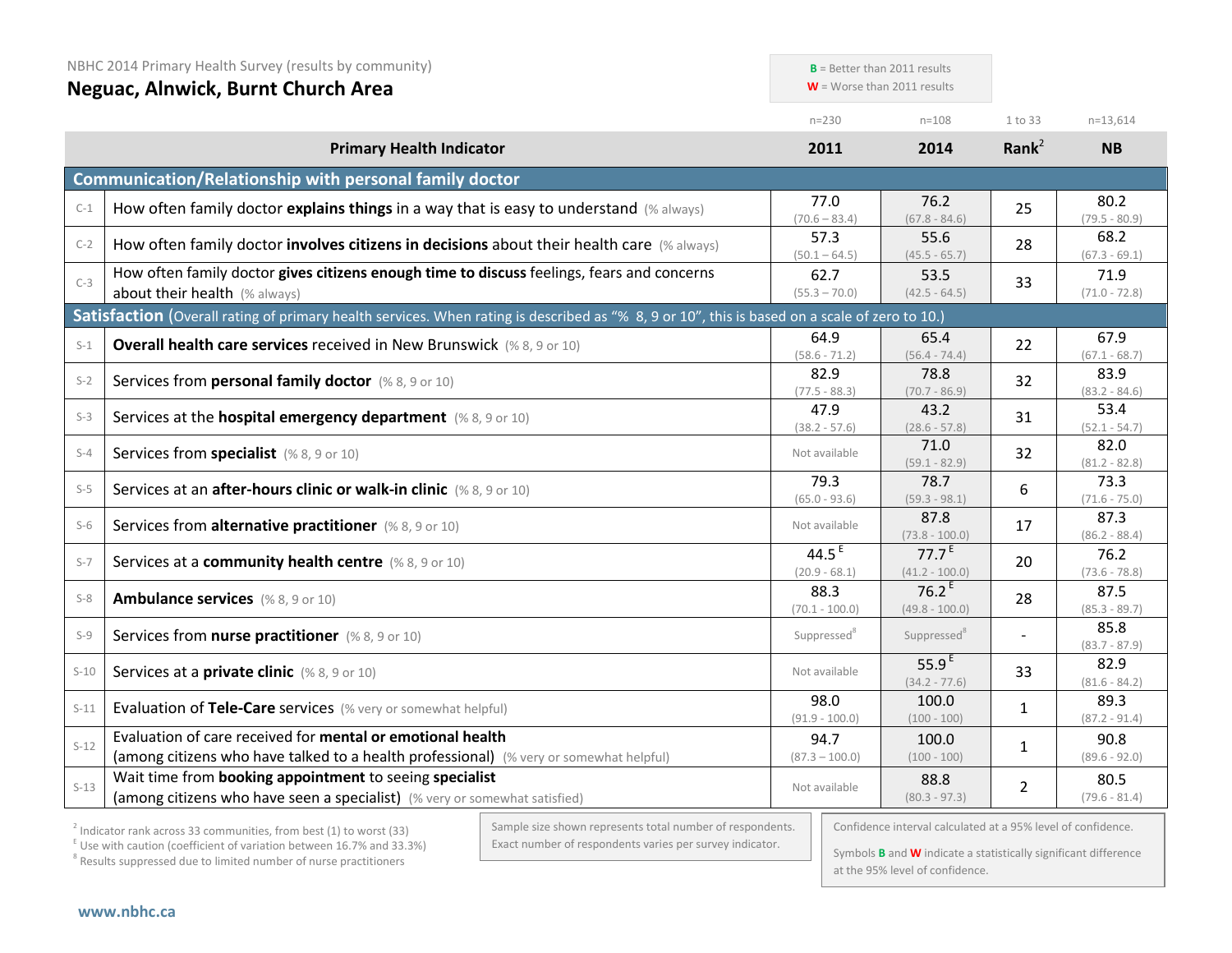NBHC 2014 Primary Health Survey (results by community)

# Neguac, Alnwick, Burnt Church Area

**B** = Better than 2011 results
**W** = Worse than 2011 results

| | Primary Health Indicator | 2011 (n=230) | 2014 (n=108) | Rank[2] (1 to 33) | NB (n=13,614) |
|---|---|---|---|---|---|
| | **Communication/Relationship with personal family doctor** | | | | |
| C-1 | How often family doctor **explains things** in a way that is easy to understand (% always) | 77.0 (70.6 – 83.4) | 76.2 (67.8 - 84.6) | 25 | 80.2 (79.5 - 80.9) |
| C-2 | How often family doctor **involves citizens in decisions** about their health care (% always) | 57.3 (50.1 – 64.5) | 55.6 (45.5 - 65.7) | 28 | 68.2 (67.3 - 69.1) |
| C-3 | How often family doctor **gives citizens enough time to discuss** feelings, fears and concerns about their health (% always) | 62.7 (55.3 – 70.0) | 53.5 (42.5 - 64.5) | 33 | 71.9 (71.0 - 72.8) |
| | **Satisfaction** (Overall rating of primary health services. When rating is described as "% 8, 9 or 10", this is based on a scale of zero to 10.) | | | | |
| S-1 | **Overall health care services** received in New Brunswick (% 8, 9 or 10) | 64.9 (58.6 - 71.2) | 65.4 (56.4 - 74.4) | 22 | 67.9 (67.1 - 68.7) |
| S-2 | Services from **personal family doctor** (% 8, 9 or 10) | 82.9 (77.5 - 88.3) | 78.8 (70.7 - 86.9) | 32 | 83.9 (83.2 - 84.6) |
| S-3 | Services at the **hospital emergency department** (% 8, 9 or 10) | 47.9 (38.2 - 57.6) | 43.2 (28.6 - 57.8) | 31 | 53.4 (52.1 - 54.7) |
| S-4 | Services from **specialist** (% 8, 9 or 10) | Not available | 71.0 (59.1 - 82.9) | 32 | 82.0 (81.2 - 82.8) |
| S-5 | Services at an **after-hours clinic or walk-in clinic** (% 8, 9 or 10) | 79.3 (65.0 - 93.6) | 78.7 (59.3 - 98.1) | 6 | 73.3 (71.6 - 75.0) |
| S-6 | Services from **alternative practitioner** (% 8, 9 or 10) | Not available | 87.8 (73.8 - 100.0) | 17 | 87.3 (86.2 - 88.4) |
| S-7 | Services at a **community health centre** (% 8, 9 or 10) | 44.5 E (20.9 - 68.1) | 77.7 E (41.2 - 100.0) | 20 | 76.2 (73.6 - 78.8) |
| S-8 | **Ambulance services** (% 8, 9 or 10) | 88.3 (70.1 - 100.0) | 76.2 E (49.8 - 100.0) | 28 | 87.5 (85.3 - 89.7) |
| S-9 | Services from **nurse practitioner** (% 8, 9 or 10) | Suppressed[8] | Suppressed[8] | - | 85.8 (83.7 - 87.9) |
| S-10 | Services at a **private clinic** (% 8, 9 or 10) | Not available | 55.9 E (34.2 - 77.6) | 33 | 82.9 (81.6 - 84.2) |
| S-11 | Evaluation of **Tele-Care** services (% very or somewhat helpful) | 98.0 (91.9 - 100.0) | 100.0 (100 - 100) | 1 | 89.3 (87.2 - 91.4) |
| S-12 | Evaluation of care received for **mental or emotional health** (among citizens who have talked to a health professional) (% very or somewhat helpful) | 94.7 (87.3 – 100.0) | 100.0 (100 - 100) | 1 | 90.8 (89.6 - 92.0) |
| S-13 | Wait time from **booking appointment** to seeing **specialist** (among citizens who have seen a specialist) (% very or somewhat satisfied) | Not available | 88.8 (80.3 - 97.3) | 2 | 80.5 (79.6 - 81.4) |

[2] Indicator rank across 33 communities, from best (1) to worst (33)
E Use with caution (coefficient of variation between 16.7% and 33.3%)
[8] Results suppressed due to limited number of nurse practitioners

Sample size shown represents total number of respondents. Exact number of respondents varies per survey indicator.

Confidence interval calculated at a 95% level of confidence.

Symbols **B** and **W** indicate a statistically significant difference at the 95% level of confidence.

www.nbhc.ca